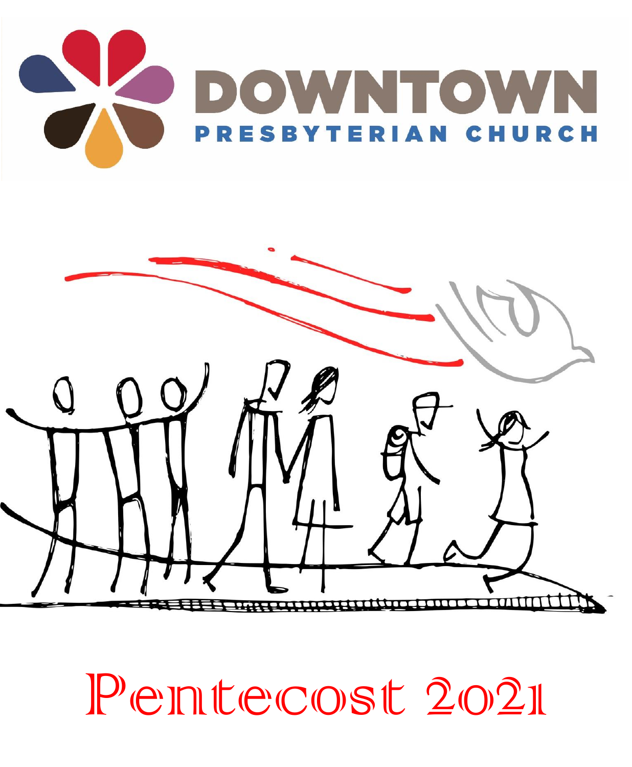# DOWNTOWN

## PRESBYTERIAN CHURCH

# Pentecost 2021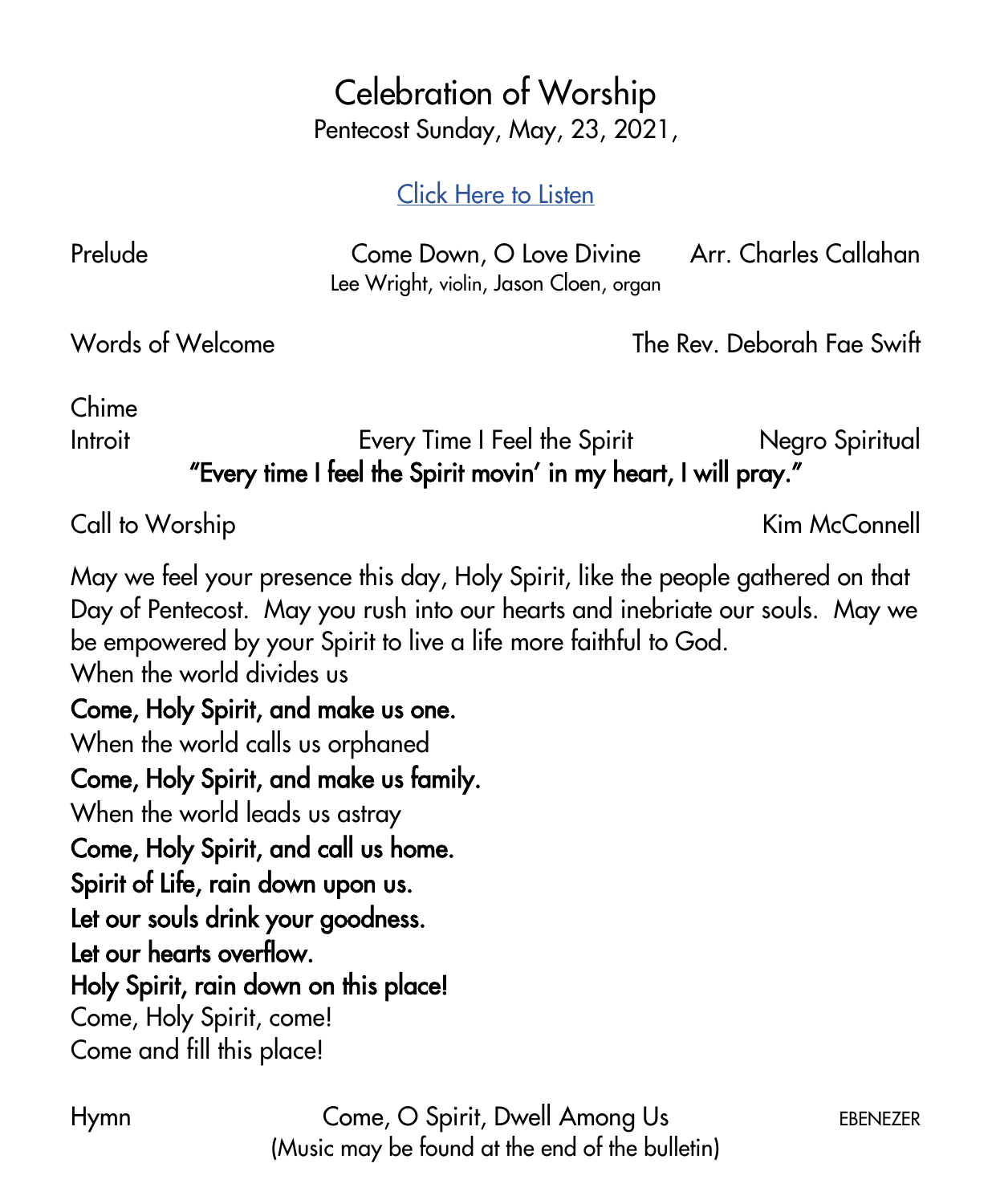# Celebration of Worship

Pentecost Sunday, May, 23, 2021,

[Click Here to Listen]

Prelude — Come Down, O Love Divine — Arr. Charles Callahan
Lee Wright, violin, Jason Cloen, organ

Words of Welcome — The Rev. Deborah Fae Swift

Chime

Introit — Every Time I Feel the Spirit — Negro Spiritual

**"Every time I feel the Spirit movin' in my heart, I will pray."**

Call to Worship — Kim McConnell

May we feel your presence this day, Holy Spirit, like the people gathered on that Day of Pentecost. May you rush into our hearts and inebriate our souls. May we be empowered by your Spirit to live a life more faithful to God.

When the world divides us

**Come, Holy Spirit, and make us one.**

When the world calls us orphaned

**Come, Holy Spirit, and make us family.**

When the world leads us astray

**Come, Holy Spirit, and call us home.**

**Spirit of Life, rain down upon us.**

**Let our souls drink your goodness.**

**Let our hearts overflow.**

**Holy Spirit, rain down on this place!**

Come, Holy Spirit, come!

Come and fill this place!

Hymn — Come, O Spirit, Dwell Among Us — EBENEZER
(Music may be found at the end of the bulletin)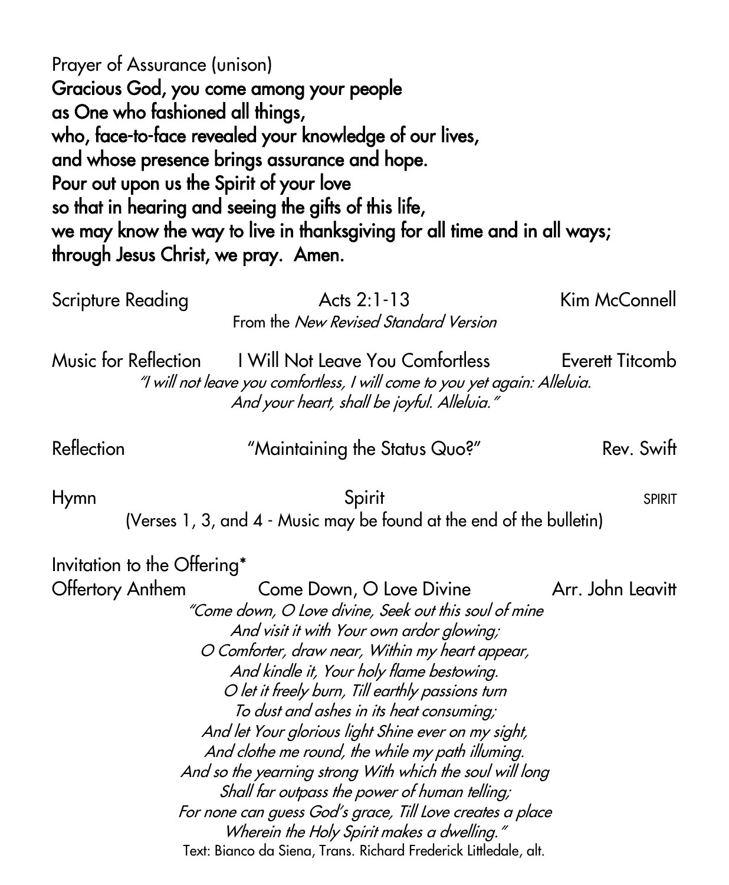Prayer of Assurance (unison)

**Gracious God, you come among your people**
**as One who fashioned all things,**
**who, face-to-face revealed your knowledge of our lives,**
**and whose presence brings assurance and hope.**
**Pour out upon us the Spirit of your love**
**so that in hearing and seeing the gifts of this life,**
**we may know the way to live in thanksgiving for all time and in all ways;**
**through Jesus Christ, we pray. Amen.**

Scripture Reading — Acts 2:1-13 — Kim McConnell
From the *New Revised Standard Version*

Music for Reflection — I Will Not Leave You Comfortless — Everett Titcomb

*"I will not leave you comfortless, I will come to you yet again: Alleluia.*
*And your heart, shall be joyful. Alleluia."*

Reflection — "Maintaining the Status Quo?" — Rev. Swift

Hymn — Spirit — SPIRIT
(Verses 1, 3, and 4 - Music may be found at the end of the bulletin)

Invitation to the Offering*

Offertory Anthem — Come Down, O Love Divine — Arr. John Leavitt

*"Come down, O Love divine, Seek out this soul of mine*
*And visit it with Your own ardor glowing;*
*O Comforter, draw near, Within my heart appear,*
*And kindle it, Your holy flame bestowing.*
*O let it freely burn, Till earthly passions turn*
*To dust and ashes in its heat consuming;*
*And let Your glorious light Shine ever on my sight,*
*And clothe me round, the while my path illuming.*
*And so the yearning strong With which the soul will long*
*Shall far outpass the power of human telling;*
*For none can guess God's grace, Till Love creates a place*
*Wherein the Holy Spirit makes a dwelling."*

Text: Bianco da Siena, Trans. Richard Frederick Littledale, alt.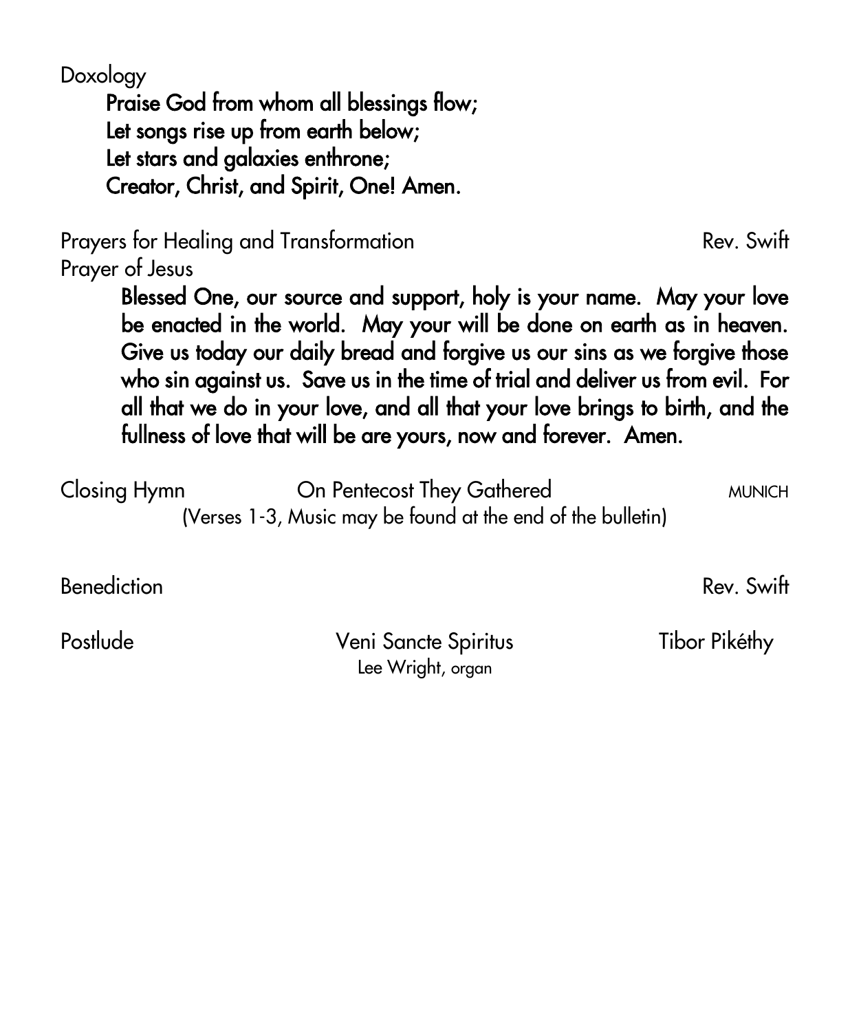Doxology

**Praise God from whom all blessings flow;**
**Let songs rise up from earth below;**
**Let stars and galaxies enthrone;**
**Creator, Christ, and Spirit, One! Amen.**

Prayers for Healing and Transformation — Rev. Swift

Prayer of Jesus

**Blessed One, our source and support, holy is your name. May your love be enacted in the world. May your will be done on earth as in heaven. Give us today our daily bread and forgive us our sins as we forgive those who sin against us. Save us in the time of trial and deliver us from evil. For all that we do in your love, and all that your love brings to birth, and the fullness of love that will be are yours, now and forever. Amen.**

Closing Hymn — On Pentecost They Gathered — MUNICH
(Verses 1-3, Music may be found at the end of the bulletin)

Benediction — Rev. Swift

Postlude — Veni Sancte Spiritus — Tibor Pikéthy
Lee Wright, organ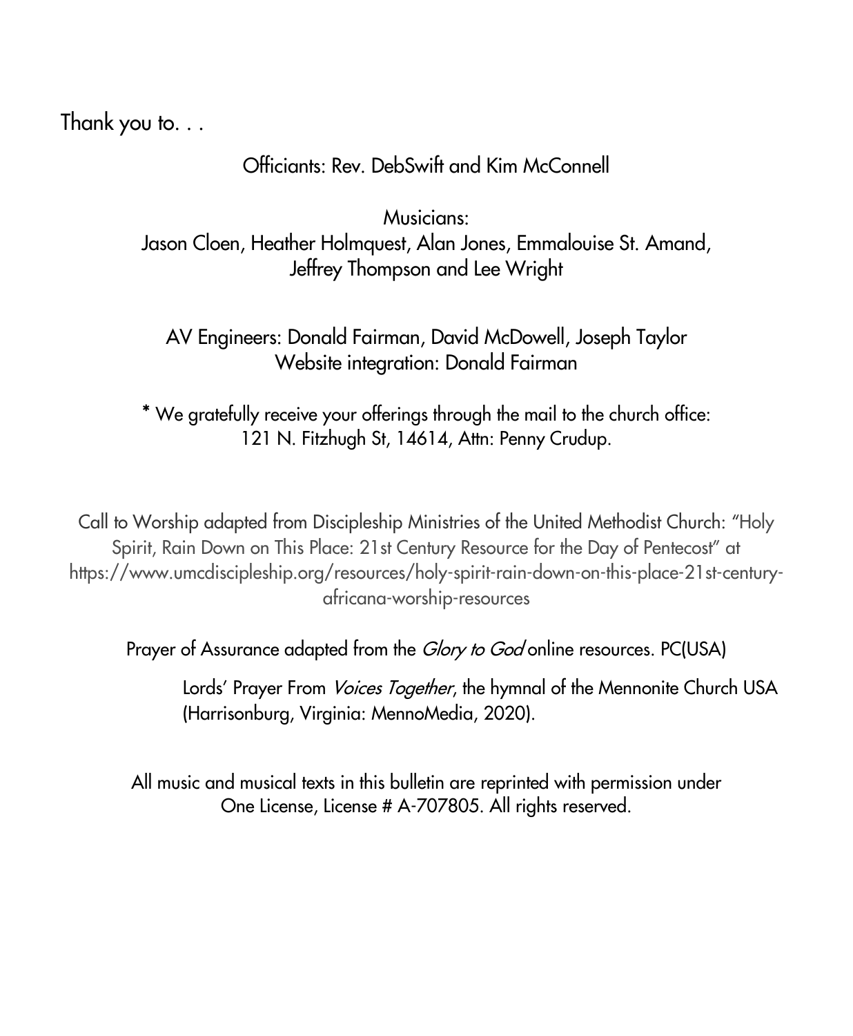Thank you to. . .

Officiants: Rev. DebSwift and Kim McConnell

Musicians:
Jason Cloen, Heather Holmquest, Alan Jones, Emmalouise St. Amand, Jeffrey Thompson and Lee Wright

AV Engineers: Donald Fairman, David McDowell, Joseph Taylor
Website integration: Donald Fairman

* We gratefully receive your offerings through the mail to the church office:
121 N. Fitzhugh St, 14614, Attn: Penny Crudup.

Call to Worship adapted from Discipleship Ministries of the United Methodist Church: "Holy Spirit, Rain Down on This Place: 21st Century Resource for the Day of Pentecost" at https://www.umcdiscipleship.org/resources/holy-spirit-rain-down-on-this-place-21st-century-africana-worship-resources

Prayer of Assurance adapted from the *Glory to God* online resources. PC(USA)

Lords' Prayer From *Voices Together*, the hymnal of the Mennonite Church USA (Harrisonburg, Virginia: MennoMedia, 2020).

All music and musical texts in this bulletin are reprinted with permission under One License, License # A-707805. All rights reserved.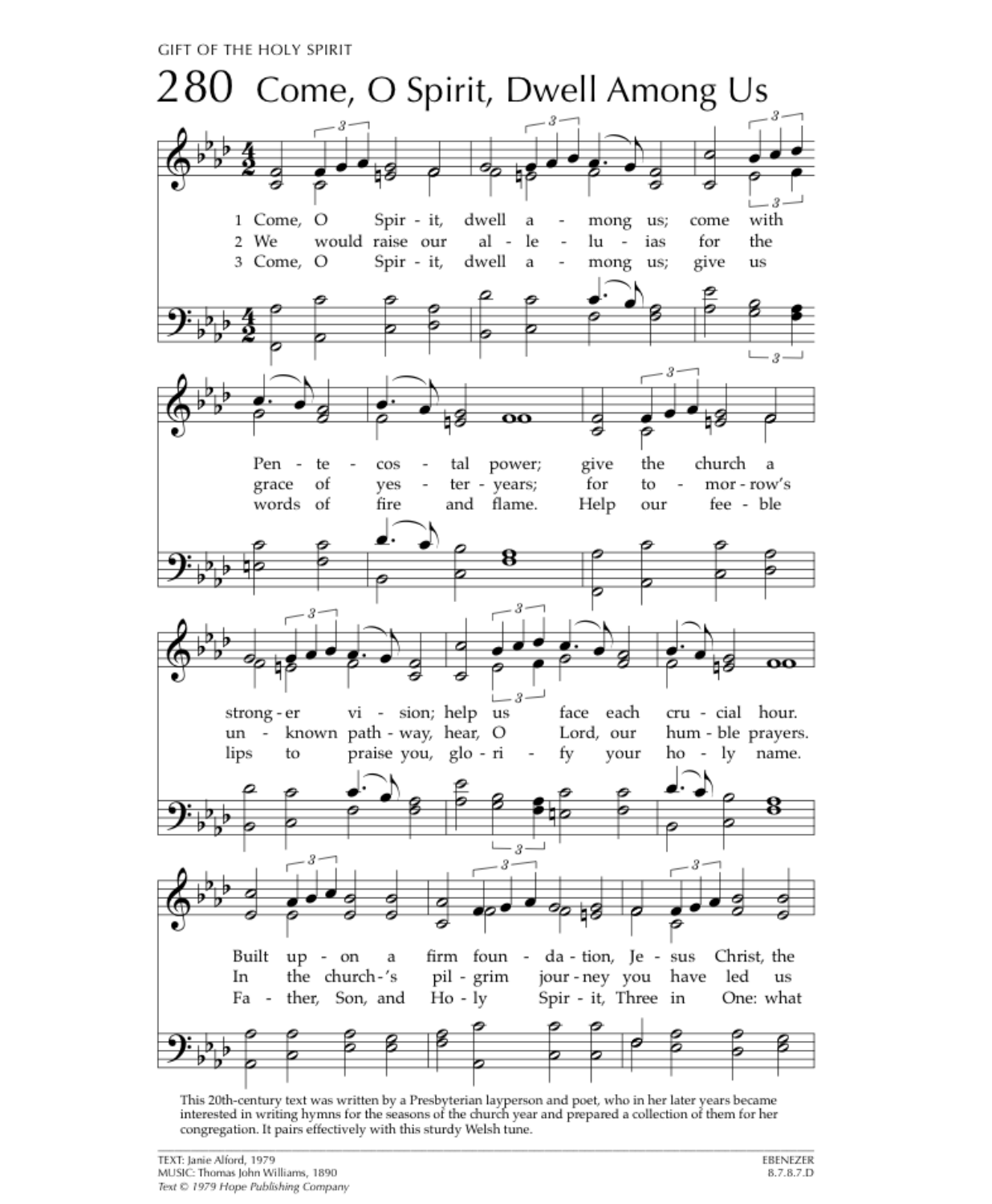GIFT OF THE HOLY SPIRIT

# 280 Come, O Spirit, Dwell Among Us

1 Come, O Spirit, dwell among us; come with Pentecostal power; give the church a stronger vision; help us face each crucial hour. Built upon a firm foundation, Jesus Christ, the

2 We would raise our alleluias for the grace of yesteryears; for tomorrow's unknown pathway, hear, O Lord, our humble prayers. In the church's pilgrim journey you have led us

3 Come, O Spirit, dwell among us; give us words of fire and flame. Help our feeble lips to praise you, glorify your holy name. Father, Son, and Holy Spirit, Three in One: what

This 20th-century text was written by a Presbyterian layperson and poet, who in her later years became interested in writing hymns for the seasons of the church year and prepared a collection of them for her congregation. It pairs effectively with this sturdy Welsh tune.

TEXT: Janie Alford, 1979
MUSIC: Thomas John Williams, 1890
*Text © 1979 Hope Publishing Company*

EBENEZER
8.7.8.7.D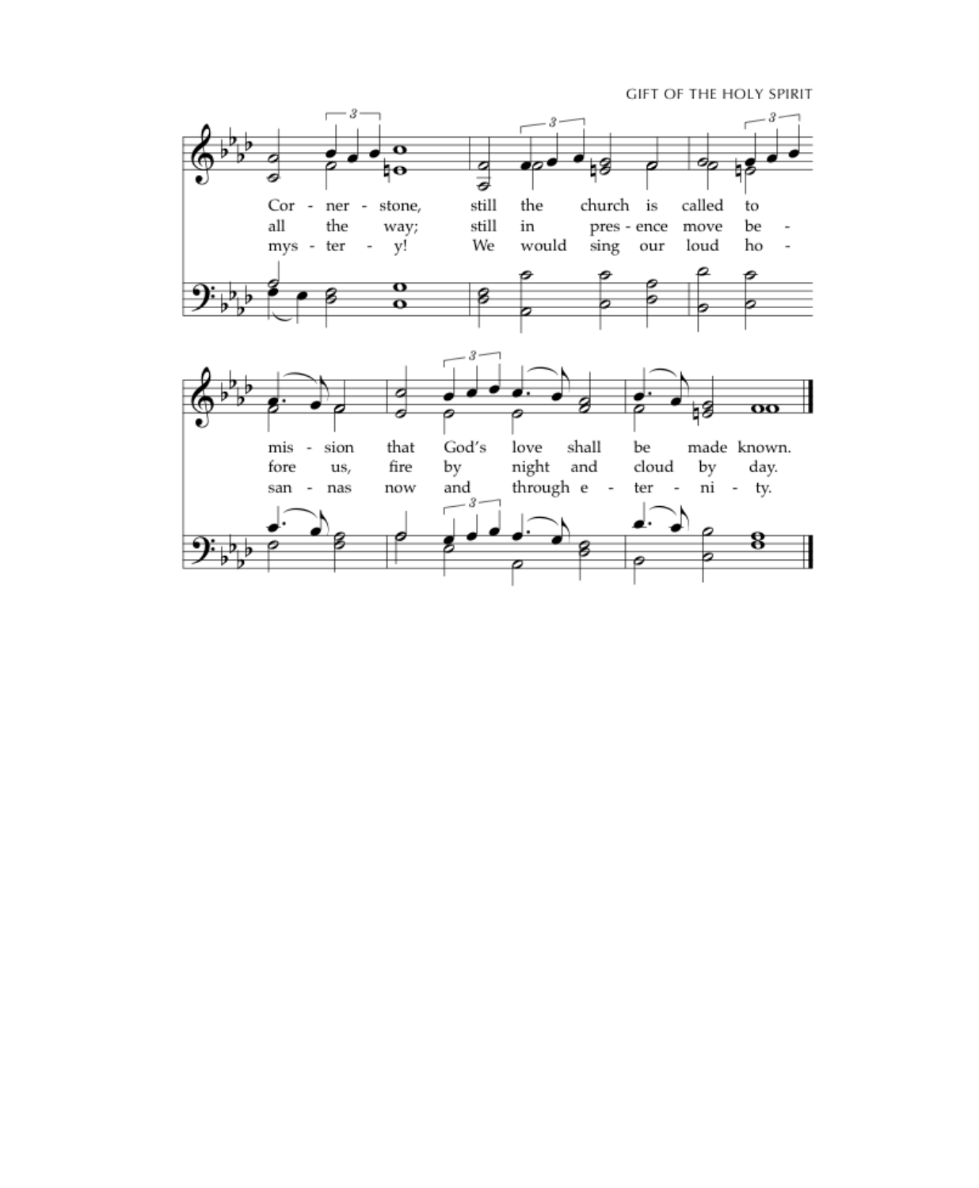Cor - ner - stone, still the church is called to
all the way; still in pres - ence move be -
mys - ter - y! We would sing our loud ho -

mis - sion that God's love shall be made known.
fore us, fire by night and cloud by day.
san - nas now and through e - ter - ni - ty.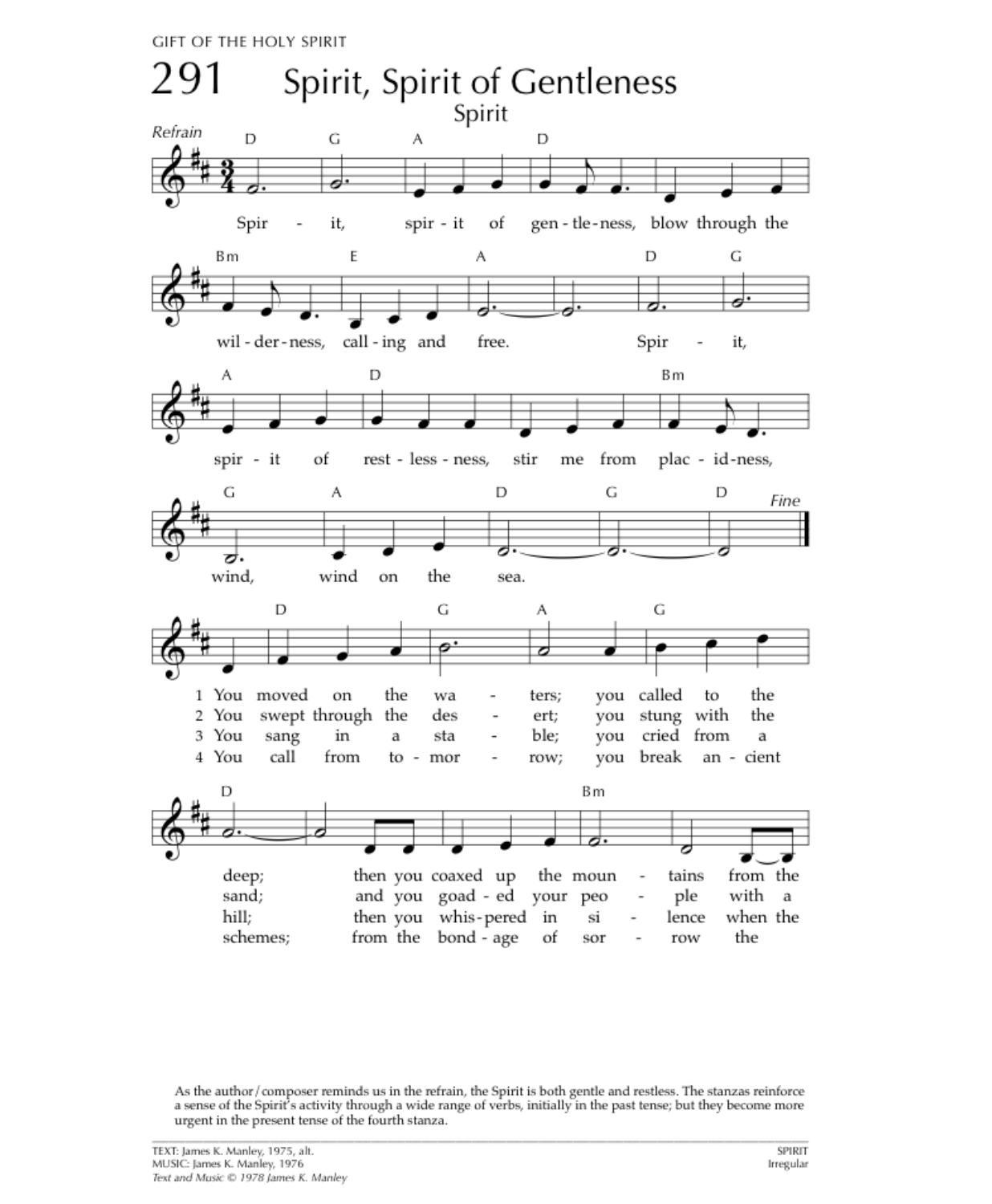GIFT OF THE HOLY SPIRIT

# 291 Spirit, Spirit of Gentleness

## Spirit

*Refrain*

Spirit, spirit of gentleness, blow through the wilderness, calling and free.
Spirit, spirit of restlessness, stir me from placidness, wind, wind on the sea. *Fine*

1 You moved on the waters; you called to the deep; then you coaxed up the mountains from the
2 You swept through the desert; you stung with the sand; and you goaded your people with a
3 You sang in a stable; you cried from a hill; then you whispered in silence when the
4 You call from tomorrow; you break ancient schemes; from the bondage of sorrow the

As the author/composer reminds us in the refrain, the Spirit is both gentle and restless. The stanzas reinforce a sense of the Spirit's activity through a wide range of verbs, initially in the past tense; but they become more urgent in the present tense of the fourth stanza.

TEXT: James K. Manley, 1975, alt.
MUSIC: James K. Manley, 1976
*Text and Music © 1978 James K. Manley*

SPIRIT
Irregular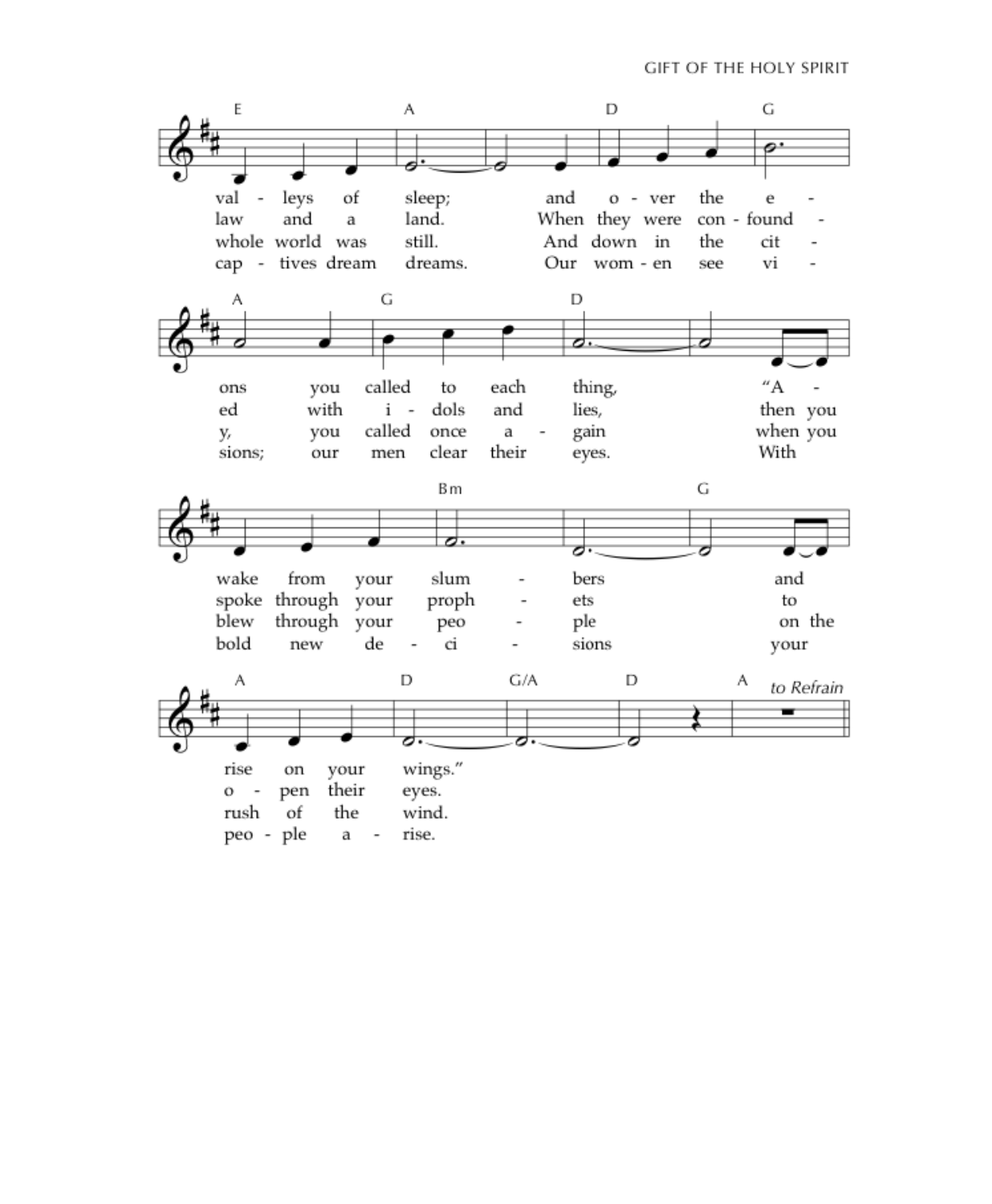E A D G

val - leys of sleep; and o - ver the e -
law and a land. When they were con - found -
whole world was still. And down in the cit -
cap - tives dream dreams. Our wom - en see vi -

A G D

ons you called to each thing, "A -
ed with i - dols and lies, then you
y, you called once a - gain when you
sions; our men clear their eyes. With

Bm G

wake from your slum - bers and
spoke through your proph - ets to
blew through your peo - ple on the
bold new de - ci - sions your

A D G/A D A *to Refrain*

rise on your wings."
o - pen their eyes.
rush of the wind.
peo - ple a - rise.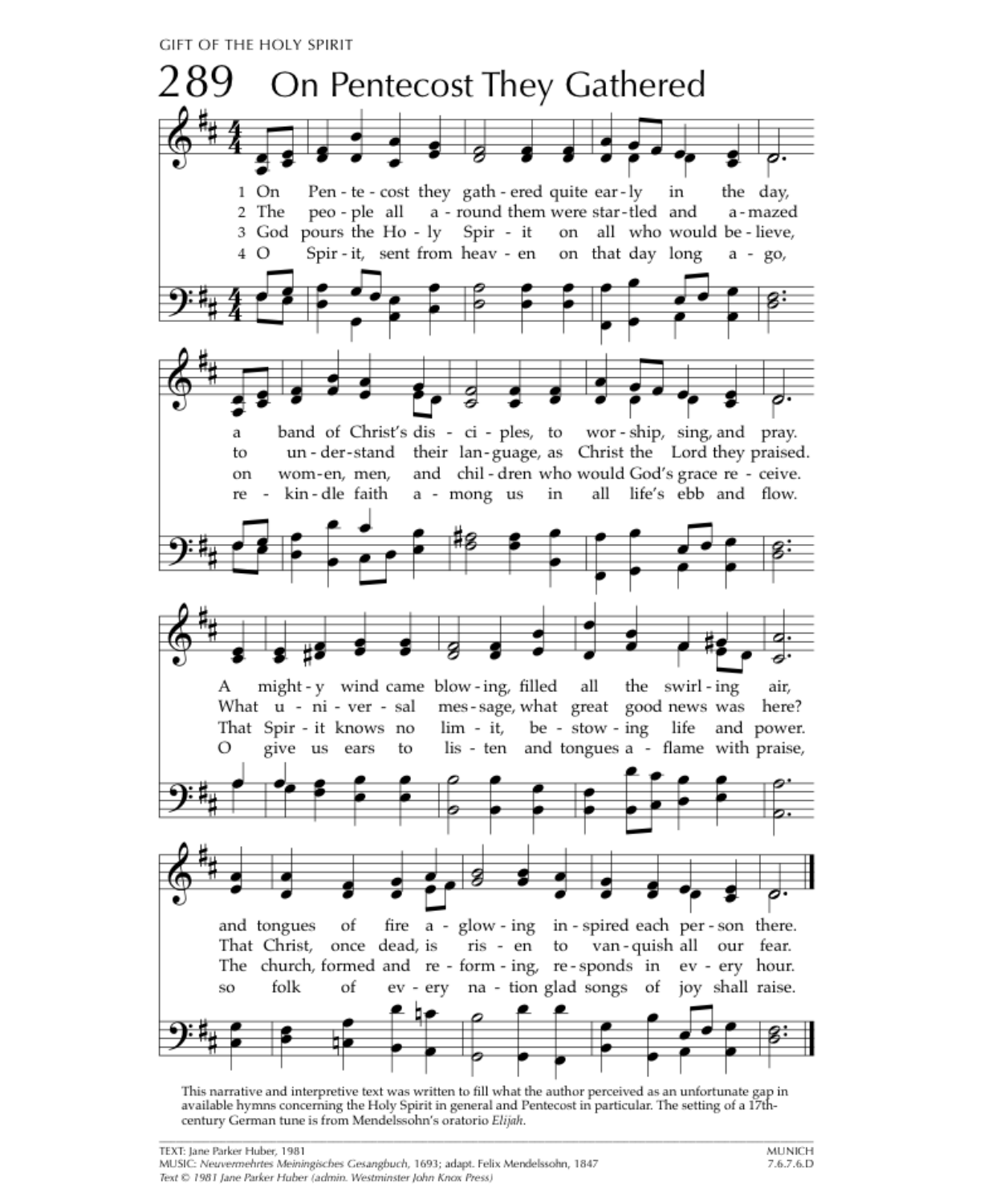GIFT OF THE HOLY SPIRIT

# 289 On Pentecost They Gathered

1 On Pentecost they gathered quite early in the day,
a band of Christ's disciples, to worship, sing, and pray.
A mighty wind came blowing, filled all the swirling air,
and tongues of fire aglowing inspired each person there.

2 The people all around them were startled and amazed
to understand their language, as Christ the Lord they praised.
What universal message, what great good news was here?
That Christ, once dead, is risen to vanquish all our fear.

3 God pours the Holy Spirit on all who would believe,
on women, men, and children who would God's grace receive.
That Spirit knows no limit, bestowing life and power.
The church, formed and re-forming, responds in every hour.

4 O Spirit, sent from heaven on that day long ago,
rekindle faith among us in all life's ebb and flow.
O give us ears to listen and tongues aflame with praise,
so folk of every nation glad songs of joy shall raise.

This narrative and interpretive text was written to fill what the author perceived as an unfortunate gap in available hymns concerning the Holy Spirit in general and Pentecost in particular. The setting of a 17th-century German tune is from Mendelssohn's oratorio *Elijah*.

TEXT: Jane Parker Huber, 1981
MUSIC: *Neuvermehrtes Meiningisches Gesangbuch*, 1693; adapt. Felix Mendelssohn, 1847
*Text © 1981 Jane Parker Huber (admin. Westminster John Knox Press)*

MUNICH
7.6.7.6.D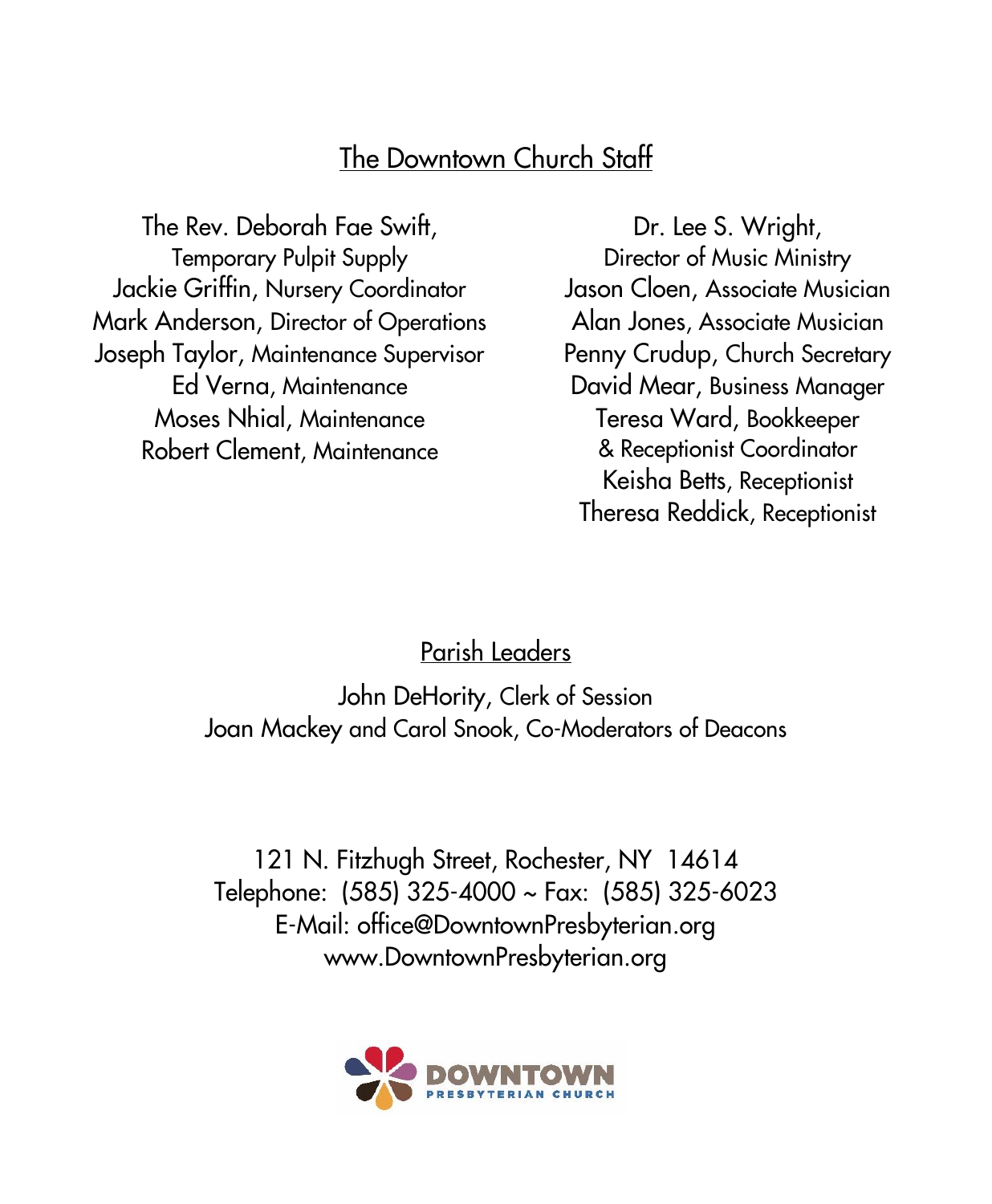## The Downtown Church Staff

The Rev. Deborah Fae Swift,
Temporary Pulpit Supply
Jackie Griffin, Nursery Coordinator
Mark Anderson, Director of Operations
Joseph Taylor, Maintenance Supervisor
Ed Verna, Maintenance
Moses Nhial, Maintenance
Robert Clement, Maintenance

Dr. Lee S. Wright,
Director of Music Ministry
Jason Cloen, Associate Musician
Alan Jones, Associate Musician
Penny Crudup, Church Secretary
David Mear, Business Manager
Teresa Ward, Bookkeeper
& Receptionist Coordinator
Keisha Betts, Receptionist
Theresa Reddick, Receptionist

## Parish Leaders

John DeHority, Clerk of Session
Joan Mackey and Carol Snook, Co-Moderators of Deacons

121 N. Fitzhugh Street, Rochester, NY 14614
Telephone: (585) 325-4000 ~ Fax: (585) 325-6023
E-Mail: office@DowntownPresbyterian.org
www.DowntownPresbyterian.org

DOWNTOWN
PRESBYTERIAN CHURCH